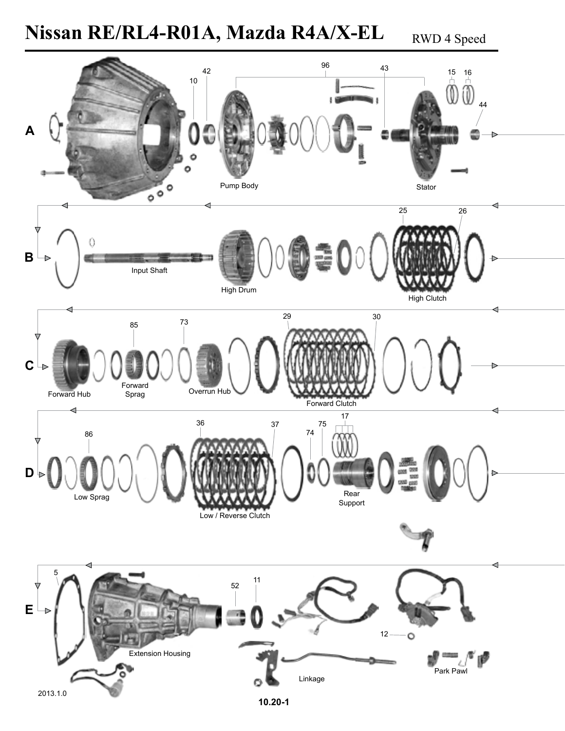# Nissan RE/RL4-R01A, Mazda R4A/X-EL

RWD 4 Speed

**A**

10, 42, 96, 43, 15, 16, 44

Pump Body

Stator

**B**

25, 26

Input Shaft

High Drum

High Clutch

**C**

85, 73, 29, 30

Forward Hub

Forward Sprag

Overrun Hub

Forward Clutch

**D**

86, 36, 37, 74, 75, 17

Low Sprag

Low / Reverse Clutch

Rear Support

**E**

5, 52, 11, 12

Extension Housing

Linkage

Park Pawl

2013.1.0

10.20-1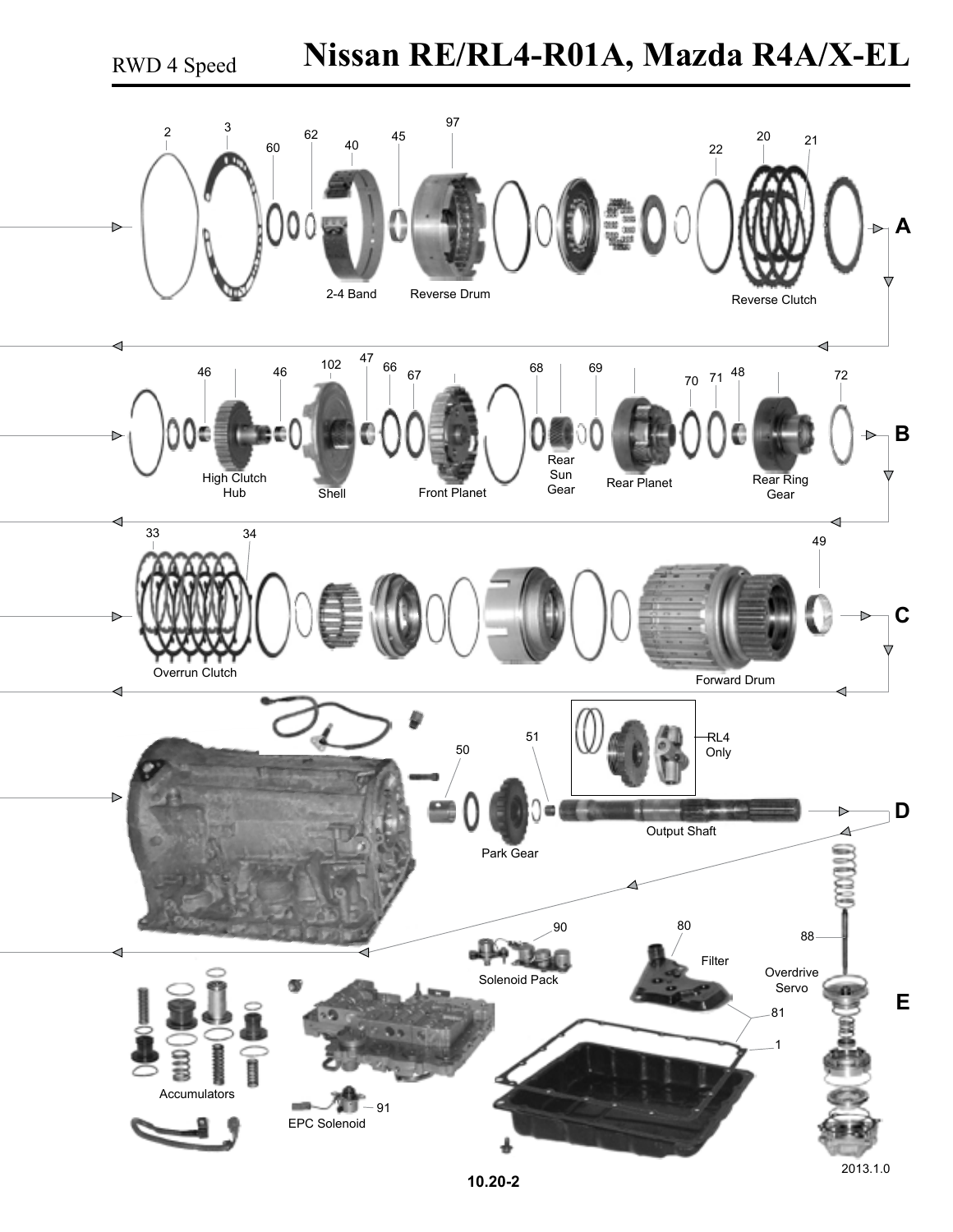# Nissan RE/RL4-R01A, Mazda R4A/X-EL

RWD 4 Speed

2
3
60
62
40
45
97
22
20
21

2-4 Band

Reverse Drum

Reverse Clutch

A

46
46
102
47
66
67
68
69
70
71
48
72

High Clutch Hub

Shell

Front Planet

Rear Sun Gear

Rear Planet

Rear Ring Gear

B

33
34
49

Overrun Clutch

Forward Drum

C

50
51

RL4 Only

Park Gear

Output Shaft

D

90
80
88

Solenoid Pack

Filter

Overdrive Servo

81
1

Accumulators

91

EPC Solenoid

E

2013.1.0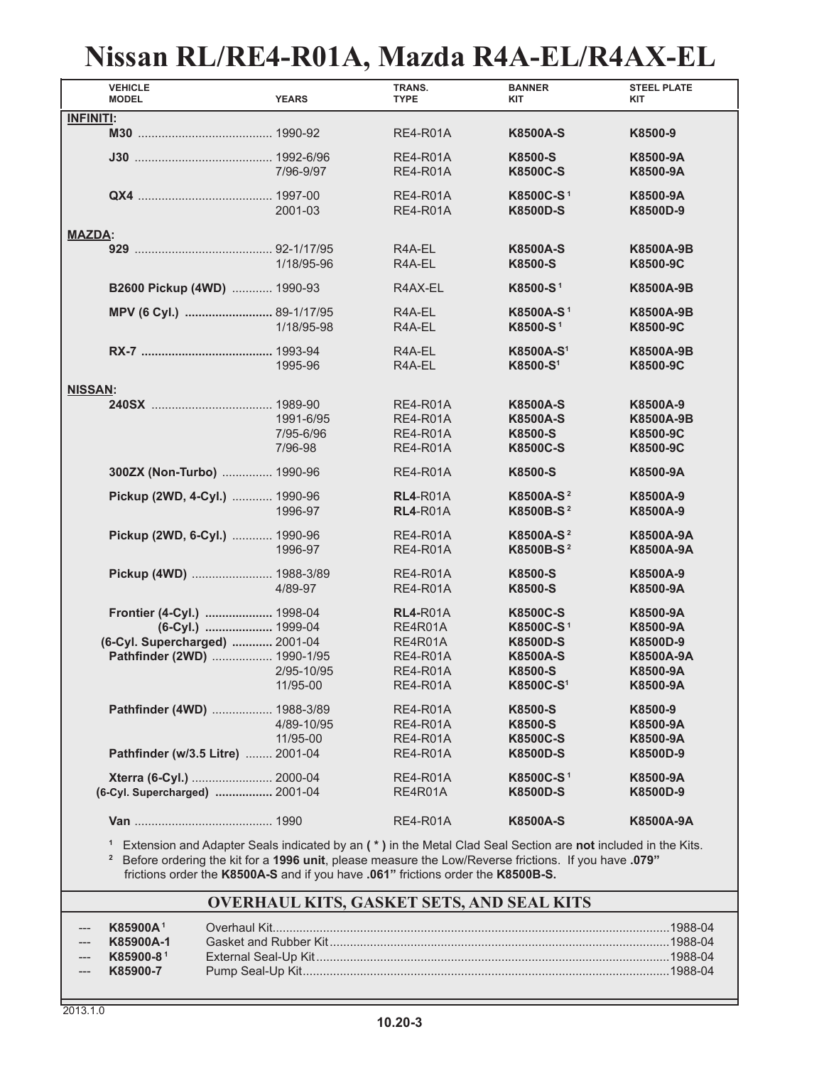# Nissan RL/RE4-R01A, Mazda R4A-EL/R4AX-EL

| VEHICLE MODEL | YEARS | TRANS. TYPE | BANNER KIT | STEEL PLATE KIT |
|---|---|---|---|---|
| **INFINITI:** | | | | |
| **M30** | 1990-92 | RE4-R01A | **K8500A-S** | **K8500-9** |
| **J30** | 1992-6/96 | RE4-R01A | **K8500-S** | **K8500-9A** |
| | 7/96-9/97 | RE4-R01A | **K8500C-S** | **K8500-9A** |
| **QX4** | 1997-00 | RE4-R01A | **K8500C-S** [1] | **K8500-9A** |
| | 2001-03 | RE4-R01A | **K8500D-S** | **K8500D-9** |
| **MAZDA:** | | | | |
| **929** | 92-1/17/95 | R4A-EL | **K8500A-S** | **K8500A-9B** |
| | 1/18/95-96 | R4A-EL | **K8500-S** | **K8500-9C** |
| **B2600 Pickup (4WD)** | 1990-93 | R4AX-EL | **K8500-S** [1] | **K8500A-9B** |
| **MPV (6 Cyl.)** | 89-1/17/95 | R4A-EL | **K8500A-S** [1] | **K8500A-9B** |
| | 1/18/95-98 | R4A-EL | **K8500-S** [1] | **K8500-9C** |
| **RX-7** | 1993-94 | R4A-EL | **K8500A-S** [1] | **K8500A-9B** |
| | 1995-96 | R4A-EL | **K8500-S** [1] | **K8500-9C** |
| **NISSAN:** | | | | |
| **240SX** | 1989-90 | RE4-R01A | **K8500A-S** | **K8500A-9** |
| | 1991-6/95 | RE4-R01A | **K8500A-S** | **K8500A-9B** |
| | 7/95-6/96 | RE4-R01A | **K8500-S** | **K8500-9C** |
| | 7/96-98 | RE4-R01A | **K8500C-S** | **K8500-9C** |
| **300ZX (Non-Turbo)** | 1990-96 | RE4-R01A | **K8500-S** | **K8500-9A** |
| **Pickup (2WD, 4-Cyl.)** | 1990-96 | **RL4**-R01A | **K8500A-S** [2] | **K8500A-9** |
| | 1996-97 | **RL4**-R01A | **K8500B-S** [2] | **K8500A-9** |
| **Pickup (2WD, 6-Cyl.)** | 1990-96 | RE4-R01A | **K8500A-S** [2] | **K8500A-9A** |
| | 1996-97 | RE4-R01A | **K8500B-S** [2] | **K8500A-9A** |
| **Pickup (4WD)** | 1988-3/89 | RE4-R01A | **K8500-S** | **K8500A-9** |
| | 4/89-97 | RE4-R01A | **K8500-S** | **K8500-9A** |
| **Frontier (4-Cyl.)** | 1998-04 | **RL4**-R01A | **K8500C-S** | **K8500-9A** |
| **(6-Cyl.)** | 1999-04 | RE4R01A | **K8500C-S** [1] | **K8500-9A** |
| **(6-Cyl. Supercharged)** | 2001-04 | RE4R01A | **K8500D-S** | **K8500D-9** |
| **Pathfinder (2WD)** | 1990-1/95 | RE4-R01A | **K8500A-S** | **K8500A-9A** |
| | 2/95-10/95 | RE4-R01A | **K8500-S** | **K8500-9A** |
| | 11/95-00 | RE4-R01A | **K8500C-S** [1] | **K8500-9A** |
| **Pathfinder (4WD)** | 1988-3/89 | RE4-R01A | **K8500-S** | **K8500-9** |
| | 4/89-10/95 | RE4-R01A | **K8500-S** | **K8500-9A** |
| | 11/95-00 | RE4-R01A | **K8500C-S** | **K8500-9A** |
| **Pathfinder (w/3.5 Litre)** | 2001-04 | RE4-R01A | **K8500D-S** | **K8500D-9** |
| **Xterra (6-Cyl.)** | 2000-04 | RE4-R01A | **K8500C-S** [1] | **K8500-9A** |
| **(6-Cyl. Supercharged)** | 2001-04 | RE4R01A | **K8500D-S** | **K8500D-9** |
| **Van** | 1990 | RE4-R01A | **K8500A-S** | **K8500A-9A** |

[1] Extension and Adapter Seals indicated by an **( * )** in the Metal Clad Seal Section are **not** included in the Kits.

[2] Before ordering the kit for a **1996 unit**, please measure the Low/Reverse frictions. If you have **.079"** frictions order the **K8500A-S** and if you have **.061"** frictions order the **K8500B-S.**

## OVERHAUL KITS, GASKET SETS, AND SEAL KITS

| | | | |
|---|---|---|---|
| --- | **K85900A** [1] | Overhaul Kit | 1988-04 |
| --- | **K85900A-1** | Gasket and Rubber Kit | 1988-04 |
| --- | **K85900-8** [1] | External Seal-Up Kit | 1988-04 |
| --- | **K85900-7** | Pump Seal-Up Kit | 1988-04 |

2013.1.0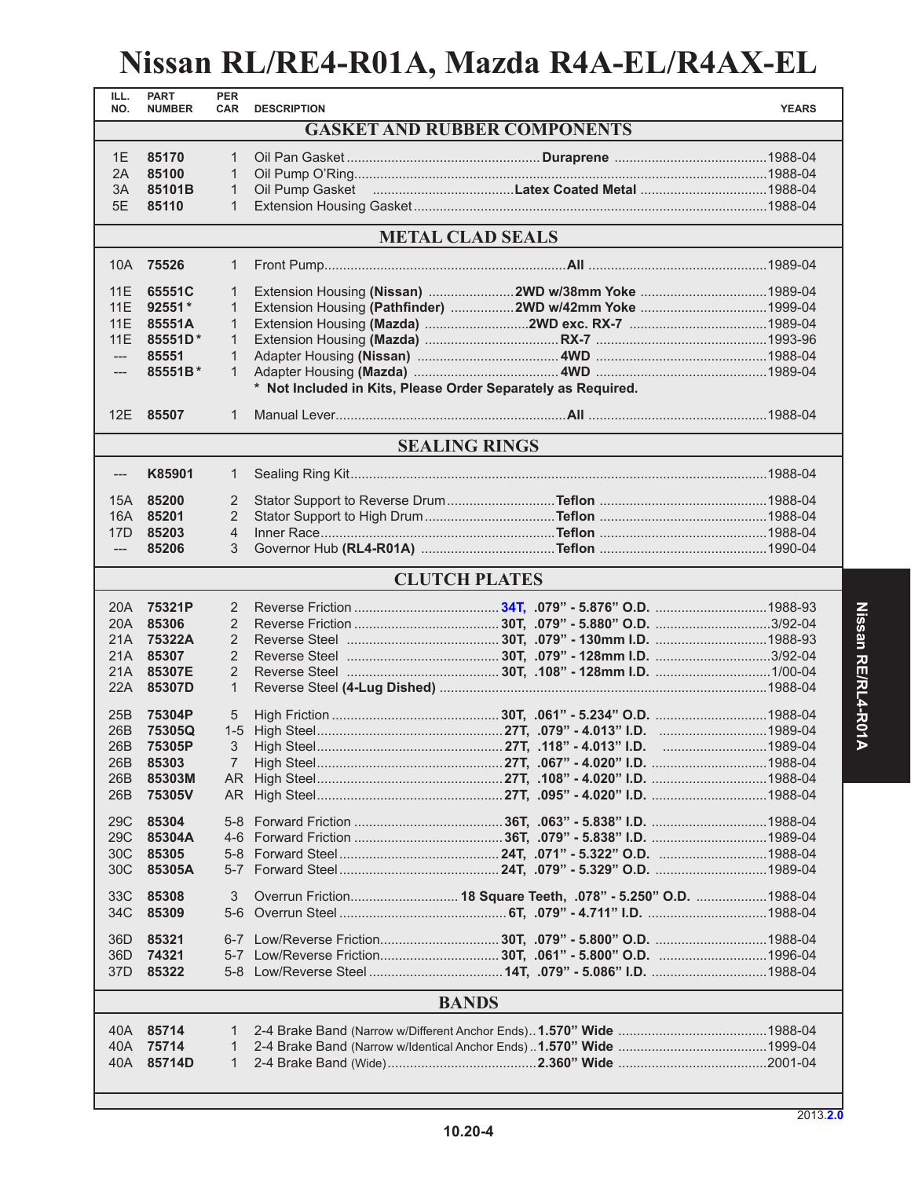# Nissan RL/RE4-R01A, Mazda R4A-EL/R4AX-EL

| ILL. NO. | PART NUMBER | PER CAR | DESCRIPTION | | YEARS |
|---|---|---|---|---|---|
| | | | **GASKET AND RUBBER COMPONENTS** | | |
| 1E | **85170** | 1 | Oil Pan Gasket | **Duraprene** | 1988-04 |
| 2A | **85100** | 1 | Oil Pump O'Ring | | 1988-04 |
| 3A | **85101B** | 1 | Oil Pump Gasket | **Latex Coated Metal** | 1988-04 |
| 5E | **85110** | 1 | Extension Housing Gasket | | 1988-04 |
| | | | **METAL CLAD SEALS** | | |
| 10A | **75526** | 1 | Front Pump | **All** | 1989-04 |
| 11E | **65551C** | 1 | Extension Housing **(Nissan)** | **2WD w/38mm Yoke** | 1989-04 |
| 11E | **92551*** | 1 | Extension Housing **(Pathfinder)** | **2WD w/42mm Yoke** | 1999-04 |
| 11E | **85551A** | 1 | Extension Housing **(Mazda)** | **2WD exc. RX-7** | 1989-04 |
| 11E | **85551D*** | 1 | Extension Housing **(Mazda)** | **RX-7** | 1993-96 |
| --- | **85551** | 1 | Adapter Housing **(Nissan)** | **4WD** | 1988-04 |
| --- | **85551B*** | 1 | Adapter Housing **(Mazda)** | **4WD** | 1989-04 |
| | | | **\* Not Included in Kits, Please Order Separately as Required.** | | |
| 12E | **85507** | 1 | Manual Lever | **All** | 1988-04 |
| | | | **SEALING RINGS** | | |
| --- | **K85901** | 1 | Sealing Ring Kit | | 1988-04 |
| 15A | **85200** | 2 | Stator Support to Reverse Drum | **Teflon** | 1988-04 |
| 16A | **85201** | 2 | Stator Support to High Drum | **Teflon** | 1988-04 |
| 17D | **85203** | 4 | Inner Race | **Teflon** | 1988-04 |
| --- | **85206** | 3 | Governor Hub **(RL4-R01A)** | **Teflon** | 1990-04 |
| | | | **CLUTCH PLATES** | | |
| 20A | **75321P** | 2 | Reverse Friction | **34T, .079" - 5.876" O.D.** | 1988-93 |
| 20A | **85306** | 2 | Reverse Friction | **30T, .079" - 5.880" O.D.** | 3/92-04 |
| 21A | **75322A** | 2 | Reverse Steel | **30T, .079" - 130mm I.D.** | 1988-93 |
| 21A | **85307** | 2 | Reverse Steel | **30T, .079" - 128mm I.D.** | 3/92-04 |
| 21A | **85307E** | 2 | Reverse Steel | **30T, .108" - 128mm I.D.** | 1/00-04 |
| 22A | **85307D** | 1 | Reverse Steel **(4-Lug Dished)** | | 1988-04 |
| 25B | **75304P** | 5 | High Friction | **30T, .061" - 5.234" O.D.** | 1988-04 |
| 26B | **75305Q** | 1-5 | High Steel | **27T, .079" - 4.013" I.D.** | 1989-04 |
| 26B | **75305P** | 3 | High Steel | **27T, .118" - 4.013" I.D.** | 1989-04 |
| 26B | **85303** | 7 | High Steel | **27T, .067" - 4.020" I.D.** | 1988-04 |
| 26B | **85303M** | AR | High Steel | **27T, .108" - 4.020" I.D.** | 1988-04 |
| 26B | **75305V** | AR | High Steel | **27T, .095" - 4.020" I.D.** | 1988-04 |
| 29C | **85304** | 5-8 | Forward Friction | **36T, .063" - 5.838" I.D.** | 1988-04 |
| 29C | **85304A** | 4-6 | Forward Friction | **36T, .079" - 5.838" I.D.** | 1989-04 |
| 30C | **85305** | 5-8 | Forward Steel | **24T, .071" - 5.322" O.D.** | 1988-04 |
| 30C | **85305A** | 5-7 | Forward Steel | **24T, .079" - 5.329" O.D.** | 1989-04 |
| 33C | **85308** | 3 | Overrun Friction | **18 Square Teeth, .078" - 5.250" O.D.** | 1988-04 |
| 34C | **85309** | 5-6 | Overrun Steel | **6T, .079" - 4.711" I.D.** | 1988-04 |
| 36D | **85321** | 6-7 | Low/Reverse Friction | **30T, .079" - 5.800" O.D.** | 1988-04 |
| 36D | **74321** | 5-7 | Low/Reverse Friction | **30T, .061" - 5.800" O.D.** | 1996-04 |
| 37D | **85322** | 5-8 | Low/Reverse Steel | **14T, .079" - 5.086" I.D.** | 1988-04 |
| | | | **BANDS** | | |
| 40A | **85714** | 1 | 2-4 Brake Band (Narrow w/Different Anchor Ends) | **1.570" Wide** | 1988-04 |
| 40A | **75714** | 1 | 2-4 Brake Band (Narrow w/Identical Anchor Ends) | **1.570" Wide** | 1999-04 |
| 40A | **85714D** | 1 | 2-4 Brake Band (Wide) | **2.360" Wide** | 2001-04 |

2013.2.0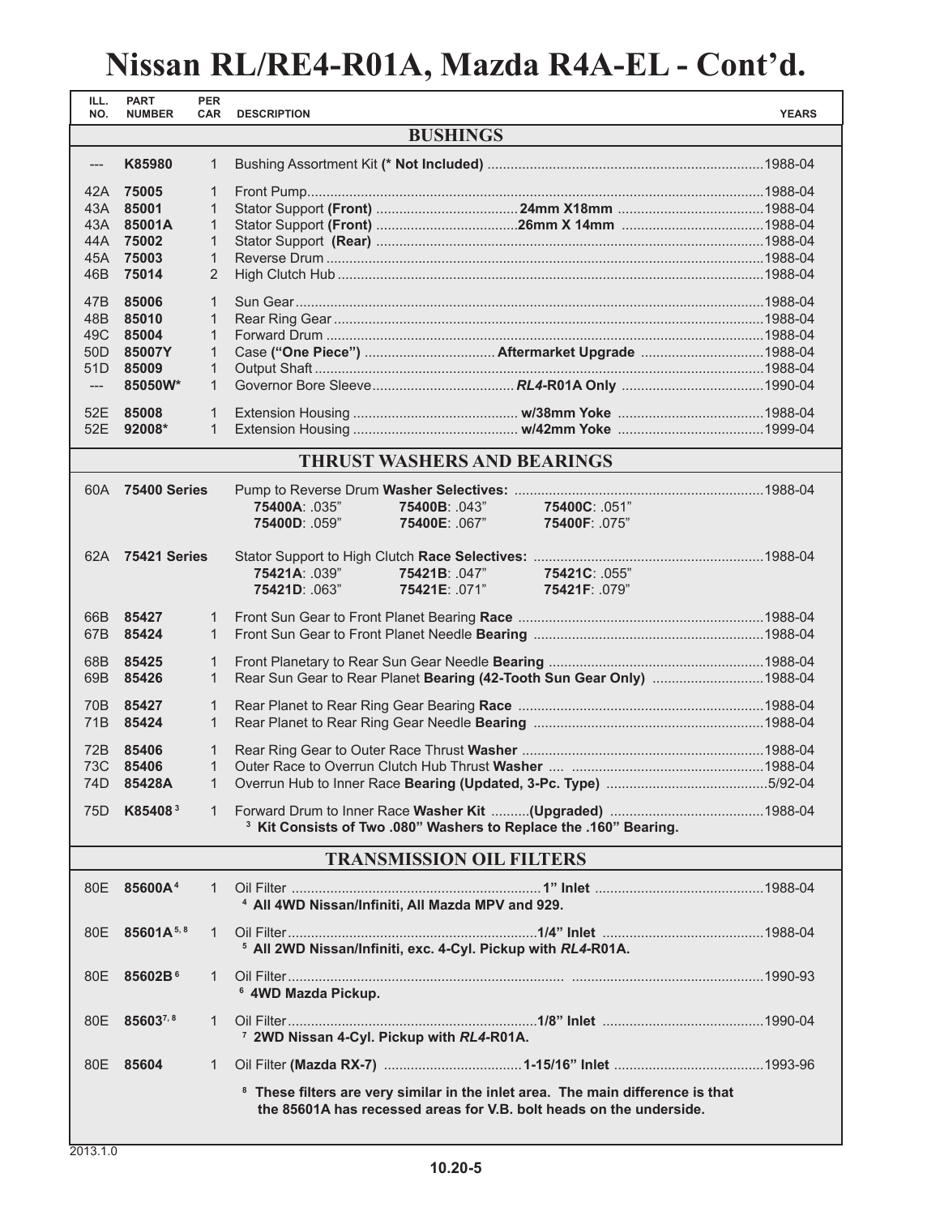# Nissan RL/RE4-R01A, Mazda R4A-EL - Cont'd.

| ILL. NO. | PART NUMBER | PER CAR | DESCRIPTION | | YEARS |
|---|---|---|---|---|---|
| | | | **BUSHINGS** | | |
| --- | **K85980** | 1 | Bushing Assortment Kit **(* Not Included)** | | 1988-04 |
| 42A | **75005** | 1 | Front Pump | | 1988-04 |
| 43A | **85001** | 1 | Stator Support **(Front)** | **24mm X18mm** | 1988-04 |
| 43A | **85001A** | 1 | Stator Support **(Front)** | **26mm X 14mm** | 1988-04 |
| 44A | **75002** | 1 | Stator Support **(Rear)** | | 1988-04 |
| 45A | **75003** | 1 | Reverse Drum | | 1988-04 |
| 46B | **75014** | 2 | High Clutch Hub | | 1988-04 |
| 47B | **85006** | 1 | Sun Gear | | 1988-04 |
| 48B | **85010** | 1 | Rear Ring Gear | | 1988-04 |
| 49C | **85004** | 1 | Forward Drum | | 1988-04 |
| 50D | **85007Y** | 1 | Case **("One Piece")** | **Aftermarket Upgrade** | 1988-04 |
| 51D | **85009** | 1 | Output Shaft | | 1988-04 |
| --- | **85050W*** | 1 | Governor Bore Sleeve | ***RL4*-R01A Only** | 1990-04 |
| 52E | **85008** | 1 | Extension Housing | **w/38mm Yoke** | 1988-04 |
| 52E | **92008*** | 1 | Extension Housing | **w/42mm Yoke** | 1999-04 |
| | | | **THRUST WASHERS AND BEARINGS** | | |
| 60A | **75400 Series** | | Pump to Reverse Drum **Washer Selectives:** **75400A**: .035" **75400B**: .043" **75400C**: .051" **75400D**: .059" **75400E**: .067" **75400F**: .075" | | 1988-04 |
| 62A | **75421 Series** | | Stator Support to High Clutch **Race Selectives:** **75421A**: .039" **75421B**: .047" **75421C**: .055" **75421D**: .063" **75421E**: .071" **75421F**: .079" | | 1988-04 |
| 66B | **85427** | 1 | Front Sun Gear to Front Planet Bearing **Race** | | 1988-04 |
| 67B | **85424** | 1 | Front Sun Gear to Front Planet Needle **Bearing** | | 1988-04 |
| 68B | **85425** | 1 | Front Planetary to Rear Sun Gear Needle **Bearing** | | 1988-04 |
| 69B | **85426** | 1 | Rear Sun Gear to Rear Planet **Bearing (42-Tooth Sun Gear Only)** | | 1988-04 |
| 70B | **85427** | 1 | Rear Planet to Rear Ring Gear Bearing **Race** | | 1988-04 |
| 71B | **85424** | 1 | Rear Planet to Rear Ring Gear Needle **Bearing** | | 1988-04 |
| 72B | **85406** | 1 | Rear Ring Gear to Outer Race Thrust **Washer** | | 1988-04 |
| 73C | **85406** | 1 | Outer Race to Overrun Clutch Hub Thrust **Washer** | | 1988-04 |
| 74D | **85428A** | 1 | Overrun Hub to Inner Race **Bearing (Updated, 3-Pc. Type)** | | 5/92-04 |
| 75D | **K85408** [3] | 1 | Forward Drum to Inner Race **Washer Kit** **(Upgraded)** [3] **Kit Consists of Two .080" Washers to Replace the .160" Bearing.** | | 1988-04 |
| | | | **TRANSMISSION OIL FILTERS** | | |
| 80E | **85600A** [4] | 1 | Oil Filter [4] **All 4WD Nissan/Infiniti, All Mazda MPV and 929.** | **1" Inlet** | 1988-04 |
| 80E | **85601A** [5, 8] | 1 | Oil Filter [5] **All 2WD Nissan/Infiniti, exc. 4-Cyl. Pickup with *RL4*-R01A.** | **1/4" Inlet** | 1988-04 |
| 80E | **85602B** [6] | 1 | Oil Filter [6] **4WD Mazda Pickup.** | | 1990-93 |
| 80E | **85603** [7, 8] | 1 | Oil Filter [7] **2WD Nissan 4-Cyl. Pickup with *RL4*-R01A.** | **1/8" Inlet** | 1990-04 |
| 80E | **85604** | 1 | Oil Filter **(Mazda RX-7)** | **1-15/16" Inlet** | 1993-96 |

[8] **These filters are very similar in the inlet area. The main difference is that the 85601A has recessed areas for V.B. bolt heads on the underside.**

2013.1.0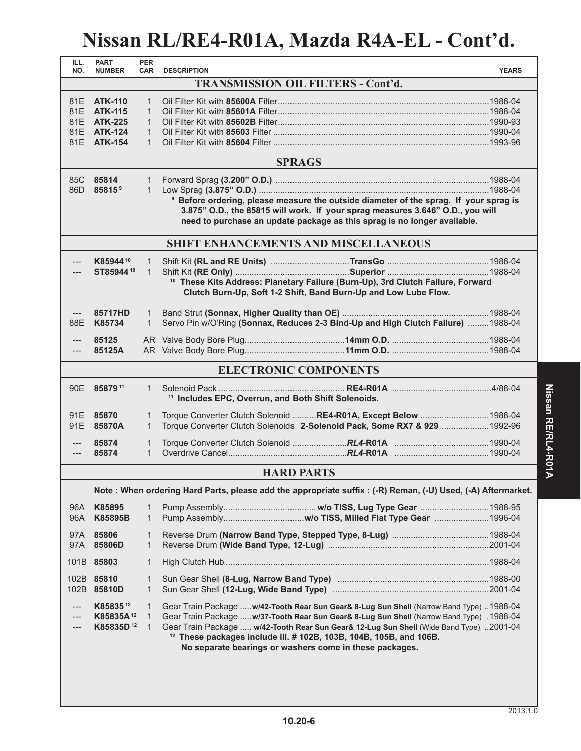# Nissan RL/RE4-R01A, Mazda R4A-EL - Cont'd.

| ILL. NO. | PART NUMBER | PER CAR | DESCRIPTION | YEARS |
|---|---|---|---|---|
| | | | **TRANSMISSION OIL FILTERS - Cont'd.** | |
| 81E | **ATK-110** | 1 | Oil Filter Kit with **85600A** Filter | 1988-04 |
| 81E | **ATK-115** | 1 | Oil Filter Kit with **85601A** Filter | 1988-04 |
| 81E | **ATK-225** | 1 | Oil Filter Kit with **85602B** Filter | 1990-93 |
| 81E | **ATK-124** | 1 | Oil Filter Kit with **85603** Filter | 1990-04 |
| 81E | **ATK-154** | 1 | Oil Filter Kit with **85604** Filter | 1993-96 |
| | | | **SPRAGS** | |
| 85C | **85814** | 1 | Forward Sprag **(3.200" O.D.)** | 1988-04 |
| 86D | **85815** [9] | 1 | Low Sprag **(3.875" O.D.)** | 1988-04 |
| | | | [9] **Before ordering, please measure the outside diameter of the sprag. If your sprag is 3.875" O.D., the 85815 will work. If your sprag measures 3.646" O.D., you will need to purchase an update package as this sprag is no longer available.** | |
| | | | **SHIFT ENHANCEMENTS AND MISCELLANEOUS** | |
| --- | **K85944** [10] | 1 | Shift Kit **(RL and RE Units)** **TransGo** | 1988-04 |
| --- | **ST85944** [10] | 1 | Shift Kit **(RE Only)** **Superior** | 1988-04 |
| | | | [10] **These Kits Address: Planetary Failure (Burn-Up), 3rd Clutch Failure, Forward Clutch Burn-Up, Soft 1-2 Shift, Band Burn-Up and Low Lube Flow.** | |
| --- | **85717HD** | 1 | Band Strut **(Sonnax, Higher Quality than OE)** | 1988-04 |
| 88E | **K85734** | 1 | Servo Pin w/O'Ring **(Sonnax, Reduces 2-3 Bind-Up and High Clutch Failure)** | 1988-04 |
| --- | **85125** | AR | Valve Body Bore Plug **14mm O.D.** | 1988-04 |
| --- | **85125A** | AR | Valve Body Bore Plug **11mm O.D.** | 1988-04 |
| | | | **ELECTRONIC COMPONENTS** | |
| 90E | **85879** [11] | 1 | Solenoid Pack **RE4-R01A** | 4/88-04 |
| | | | [11] **Includes EPC, Overrun, and Both Shift Solenoids.** | |
| 91E | **85870** | 1 | Torque Converter Clutch Solenoid **RE4-R01A, Except Below** | 1988-04 |
| 91E | **85870A** | 1 | Torque Converter Clutch Solenoids **2-Solenoid Pack, Some RX7 & 929** | 1992-96 |
| --- | **85874** | 1 | Torque Converter Clutch Solenoid ***RL4*-R01A** | 1990-04 |
| --- | **85874** | 1 | Overdrive Cancel ***RL4*-R01A** | 1990-04 |
| | | | **HARD PARTS** | |
| | | | **Note : When ordering Hard Parts, please add the appropriate suffix : (-R) Reman, (-U) Used, (-A) Aftermarket.** | |
| 96A | **K85895** | 1 | Pump Assembly **w/o TISS, Lug Type Gear** | 1988-95 |
| 96A | **K85895B** | 1 | Pump Assembly **w/o TISS, Milled Flat Type Gear** | 1996-04 |
| 97A | **85806** | 1 | Reverse Drum **(Narrow Band Type, Stepped Type, 8-Lug)** | 1988-04 |
| 97A | **85806D** | 1 | Reverse Drum **(Wide Band Type, 12-Lug)** | 2001-04 |
| 101B | **85803** | 1 | High Clutch Hub | 1988-04 |
| 102B | **85810** | 1 | Sun Gear Shell **(8-Lug, Narrow Band Type)** | 1988-00 |
| 102B | **85810D** | 1 | Sun Gear Shell **(12-Lug, Wide Band Type)** | 2001-04 |
| --- | **K85835** [12] | 1 | Gear Train Package **w/42-Tooth Rear Sun Gear& 8-Lug Sun Shell** (Narrow Band Type) | 1988-04 |
| --- | **K85835A** [12] | 1 | Gear Train Package **w/37-Tooth Rear Sun Gear& 8-Lug Sun Shell** (Narrow Band Type) | 1988-04 |
| --- | **K85835D** [12] | 1 | Gear Train Package **w/42-Tooth Rear Sun Gear& 12-Lug Sun Shell** (Wide Band Type) | 2001-04 |
| | | | [12] **These packages include ill. # 102B, 103B, 104B, 105B, and 106B. No separate bearings or washers come in these packages.** | |

Nissan RE/RL4-R01A

2013.1.0